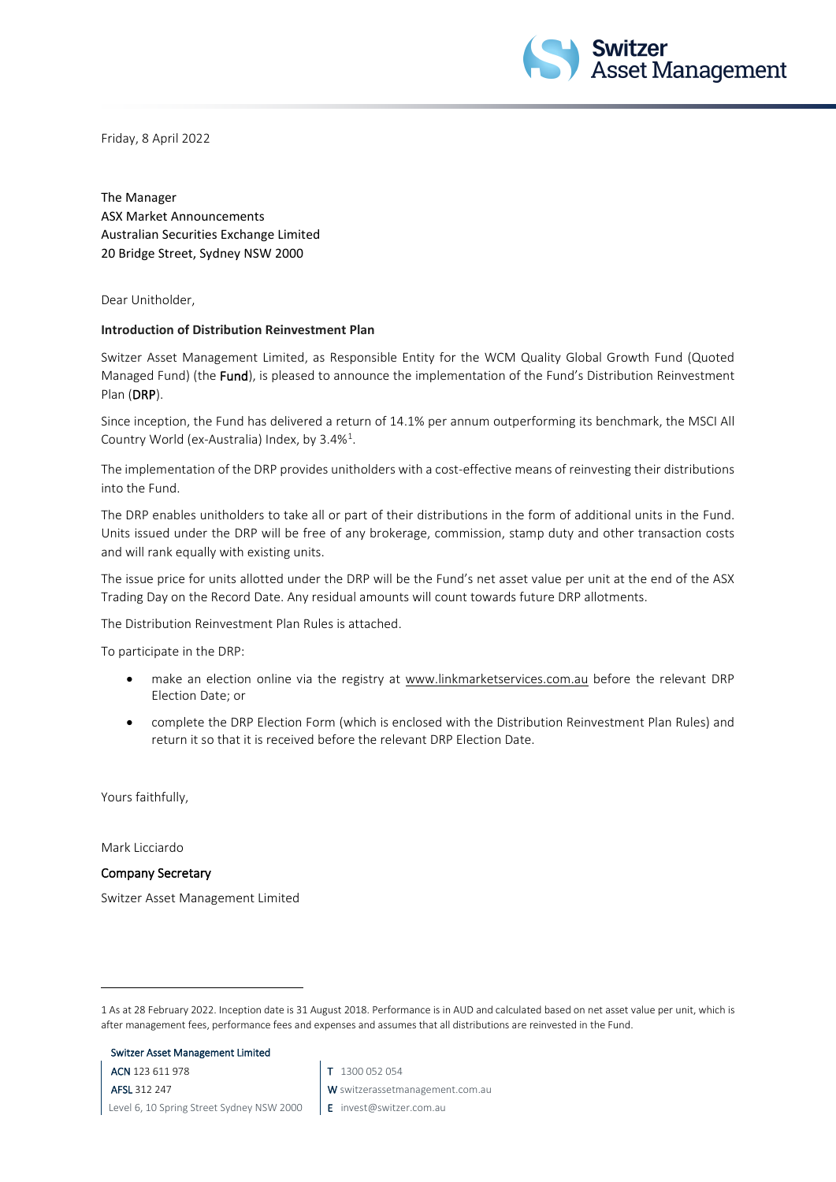Friday, 8 April 2022

The Manager
ASX Market Announcements
Australian Securities Exchange Limited
20 Bridge Street, Sydney NSW 2000

Dear Unitholder,

**Introduction of Distribution Reinvestment Plan**

Switzer Asset Management Limited, as Responsible Entity for the WCM Quality Global Growth Fund (Quoted Managed Fund) (the **Fund**), is pleased to announce the implementation of the Fund's Distribution Reinvestment Plan (**DRP**).

Since inception, the Fund has delivered a return of 14.1% per annum outperforming its benchmark, the MSCI All Country World (ex-Australia) Index, by 3.4%[1].

The implementation of the DRP provides unitholders with a cost-effective means of reinvesting their distributions into the Fund.

The DRP enables unitholders to take all or part of their distributions in the form of additional units in the Fund. Units issued under the DRP will be free of any brokerage, commission, stamp duty and other transaction costs and will rank equally with existing units.

The issue price for units allotted under the DRP will be the Fund's net asset value per unit at the end of the ASX Trading Day on the Record Date. Any residual amounts will count towards future DRP allotments.

The Distribution Reinvestment Plan Rules is attached.

To participate in the DRP:

- make an election online via the registry at www.linkmarketservices.com.au before the relevant DRP Election Date; or
- complete the DRP Election Form (which is enclosed with the Distribution Reinvestment Plan Rules) and return it so that it is received before the relevant DRP Election Date.

Yours faithfully,

Mark Licciardo

**Company Secretary**

Switzer Asset Management Limited

---

1 As at 28 February 2022. Inception date is 31 August 2018. Performance is in AUD and calculated based on net asset value per unit, which is after management fees, performance fees and expenses and assumes that all distributions are reinvested in the Fund.

Switzer Asset Management Limited
ACN 123 611 978
AFSL 312 247
Level 6, 10 Spring Street Sydney NSW 2000
T 1300 052 054
W switzerassetmanagement.com.au
E invest@switzer.com.au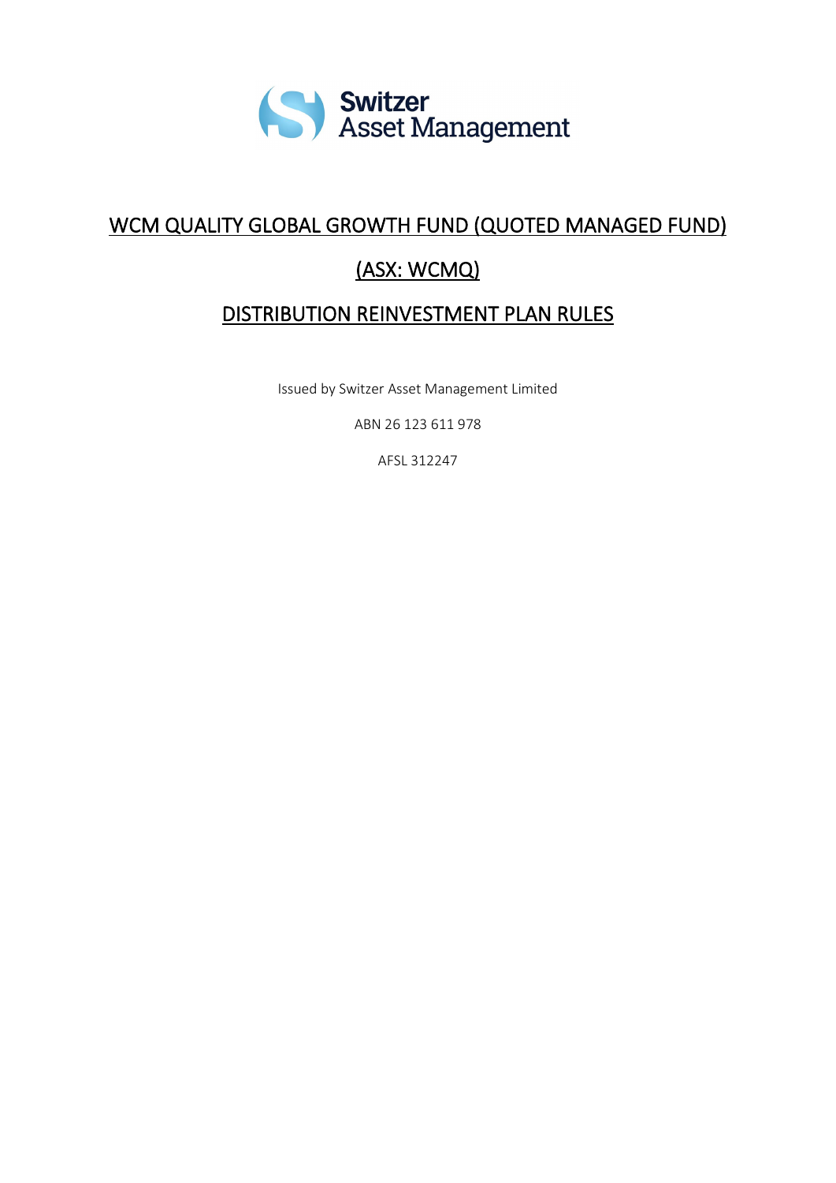Switzer Asset Management

# WCM QUALITY GLOBAL GROWTH FUND (QUOTED MANAGED FUND)

# (ASX: WCMQ)

# DISTRIBUTION REINVESTMENT PLAN RULES

Issued by Switzer Asset Management Limited

ABN 26 123 611 978

AFSL 312247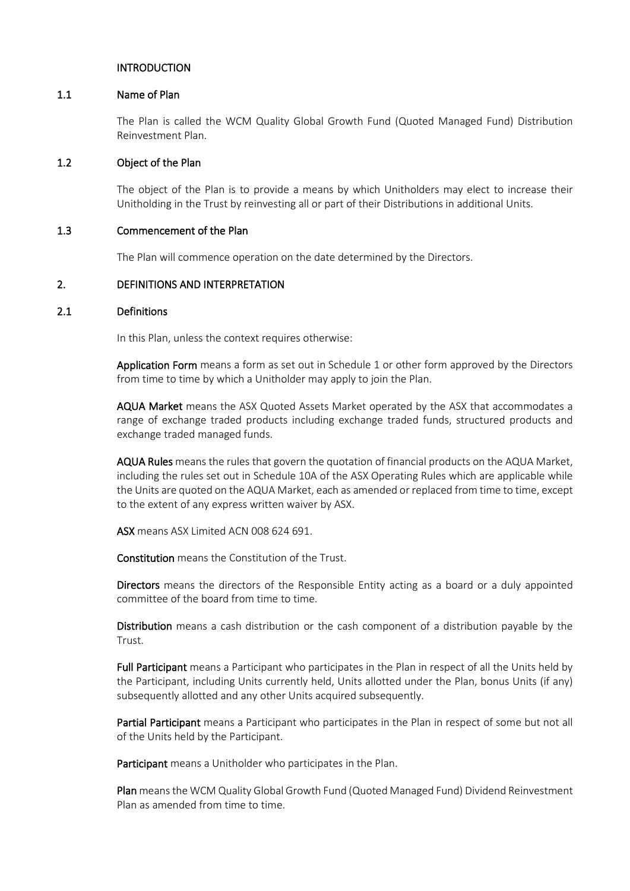## INTRODUCTION

### 1.1 Name of Plan

The Plan is called the WCM Quality Global Growth Fund (Quoted Managed Fund) Distribution Reinvestment Plan.

### 1.2 Object of the Plan

The object of the Plan is to provide a means by which Unitholders may elect to increase their Unitholding in the Trust by reinvesting all or part of their Distributions in additional Units.

### 1.3 Commencement of the Plan

The Plan will commence operation on the date determined by the Directors.

## 2. DEFINITIONS AND INTERPRETATION

### 2.1 Definitions

In this Plan, unless the context requires otherwise:

**Application Form** means a form as set out in Schedule 1 or other form approved by the Directors from time to time by which a Unitholder may apply to join the Plan.

**AQUA Market** means the ASX Quoted Assets Market operated by the ASX that accommodates a range of exchange traded products including exchange traded funds, structured products and exchange traded managed funds.

**AQUA Rules** means the rules that govern the quotation of financial products on the AQUA Market, including the rules set out in Schedule 10A of the ASX Operating Rules which are applicable while the Units are quoted on the AQUA Market, each as amended or replaced from time to time, except to the extent of any express written waiver by ASX.

**ASX** means ASX Limited ACN 008 624 691.

**Constitution** means the Constitution of the Trust.

**Directors** means the directors of the Responsible Entity acting as a board or a duly appointed committee of the board from time to time.

**Distribution** means a cash distribution or the cash component of a distribution payable by the Trust.

**Full Participant** means a Participant who participates in the Plan in respect of all the Units held by the Participant, including Units currently held, Units allotted under the Plan, bonus Units (if any) subsequently allotted and any other Units acquired subsequently.

**Partial Participant** means a Participant who participates in the Plan in respect of some but not all of the Units held by the Participant.

**Participant** means a Unitholder who participates in the Plan.

**Plan** means the WCM Quality Global Growth Fund (Quoted Managed Fund) Dividend Reinvestment Plan as amended from time to time.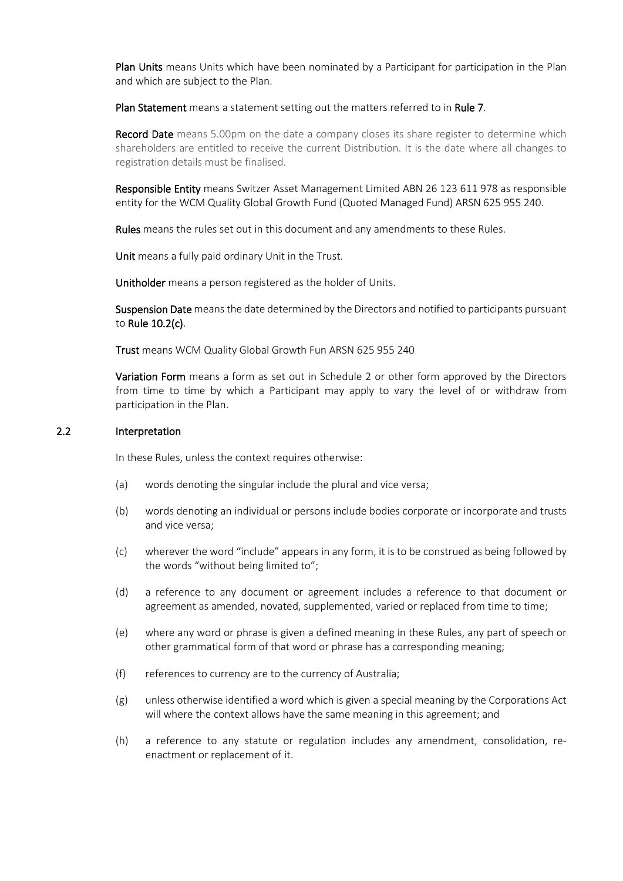**Plan Units** means Units which have been nominated by a Participant for participation in the Plan and which are subject to the Plan.

**Plan Statement** means a statement setting out the matters referred to in **Rule 7**.

**Record Date** means 5.00pm on the date a company closes its share register to determine which shareholders are entitled to receive the current Distribution. It is the date where all changes to registration details must be finalised.

**Responsible Entity** means Switzer Asset Management Limited ABN 26 123 611 978 as responsible entity for the WCM Quality Global Growth Fund (Quoted Managed Fund) ARSN 625 955 240.

**Rules** means the rules set out in this document and any amendments to these Rules.

**Unit** means a fully paid ordinary Unit in the Trust.

**Unitholder** means a person registered as the holder of Units.

**Suspension Date** means the date determined by the Directors and notified to participants pursuant to **Rule 10.2(c)**.

**Trust** means WCM Quality Global Growth Fun ARSN 625 955 240

**Variation Form** means a form as set out in Schedule 2 or other form approved by the Directors from time to time by which a Participant may apply to vary the level of or withdraw from participation in the Plan.

## 2.2 Interpretation

In these Rules, unless the context requires otherwise:

(a) words denoting the singular include the plural and vice versa;

(b) words denoting an individual or persons include bodies corporate or incorporate and trusts and vice versa;

(c) wherever the word "include" appears in any form, it is to be construed as being followed by the words "without being limited to";

(d) a reference to any document or agreement includes a reference to that document or agreement as amended, novated, supplemented, varied or replaced from time to time;

(e) where any word or phrase is given a defined meaning in these Rules, any part of speech or other grammatical form of that word or phrase has a corresponding meaning;

(f) references to currency are to the currency of Australia;

(g) unless otherwise identified a word which is given a special meaning by the Corporations Act will where the context allows have the same meaning in this agreement; and

(h) a reference to any statute or regulation includes any amendment, consolidation, re-enactment or replacement of it.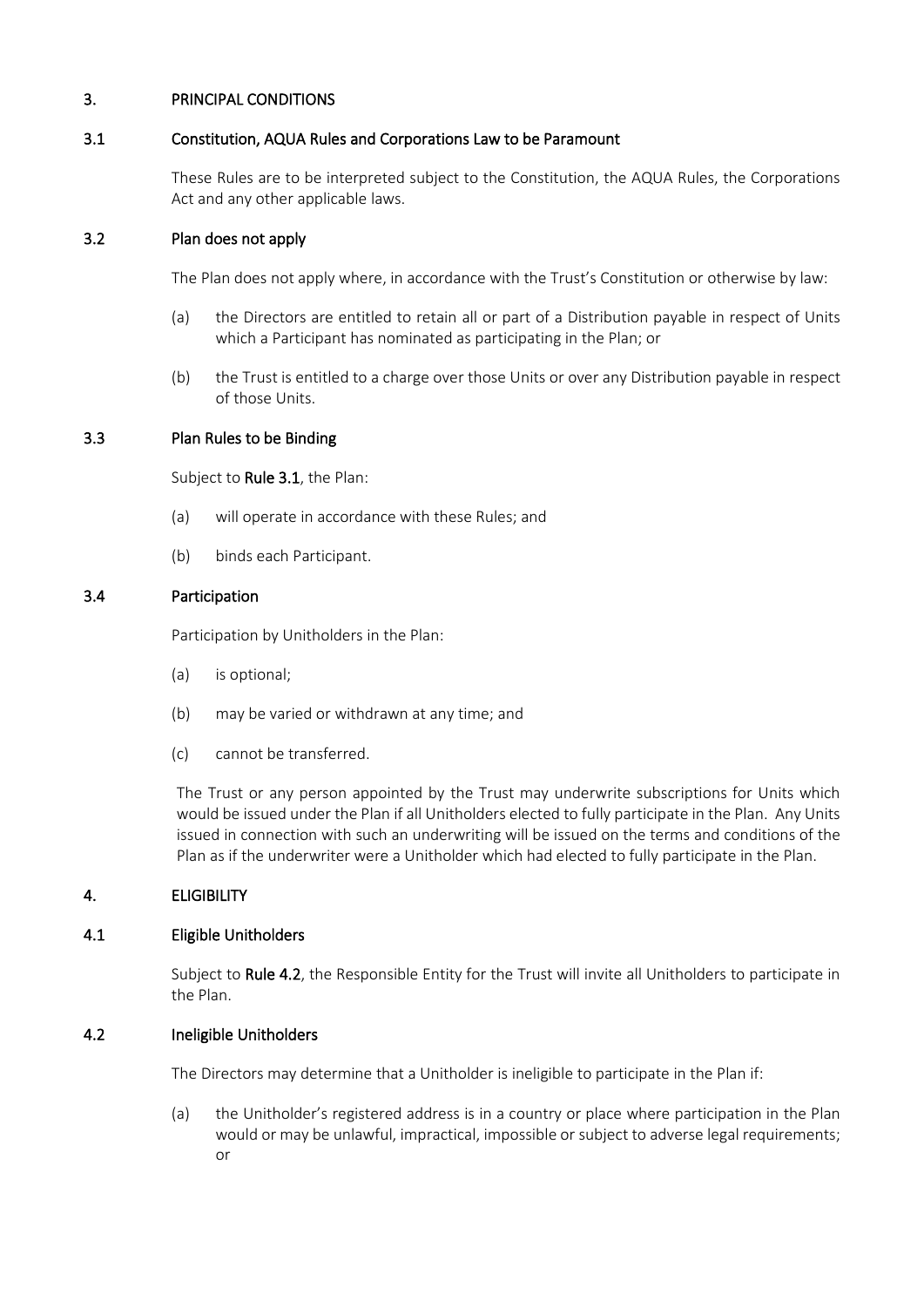## 3. PRINCIPAL CONDITIONS

### 3.1 Constitution, AQUA Rules and Corporations Law to be Paramount

These Rules are to be interpreted subject to the Constitution, the AQUA Rules, the Corporations Act and any other applicable laws.

### 3.2 Plan does not apply

The Plan does not apply where, in accordance with the Trust's Constitution or otherwise by law:

(a) the Directors are entitled to retain all or part of a Distribution payable in respect of Units which a Participant has nominated as participating in the Plan; or

(b) the Trust is entitled to a charge over those Units or over any Distribution payable in respect of those Units.

### 3.3 Plan Rules to be Binding

Subject to **Rule 3.1**, the Plan:

(a) will operate in accordance with these Rules; and

(b) binds each Participant.

### 3.4 Participation

Participation by Unitholders in the Plan:

(a) is optional;

(b) may be varied or withdrawn at any time; and

(c) cannot be transferred.

The Trust or any person appointed by the Trust may underwrite subscriptions for Units which would be issued under the Plan if all Unitholders elected to fully participate in the Plan. Any Units issued in connection with such an underwriting will be issued on the terms and conditions of the Plan as if the underwriter were a Unitholder which had elected to fully participate in the Plan.

## 4. ELIGIBILITY

### 4.1 Eligible Unitholders

Subject to **Rule 4.2**, the Responsible Entity for the Trust will invite all Unitholders to participate in the Plan.

### 4.2 Ineligible Unitholders

The Directors may determine that a Unitholder is ineligible to participate in the Plan if:

(a) the Unitholder's registered address is in a country or place where participation in the Plan would or may be unlawful, impractical, impossible or subject to adverse legal requirements; or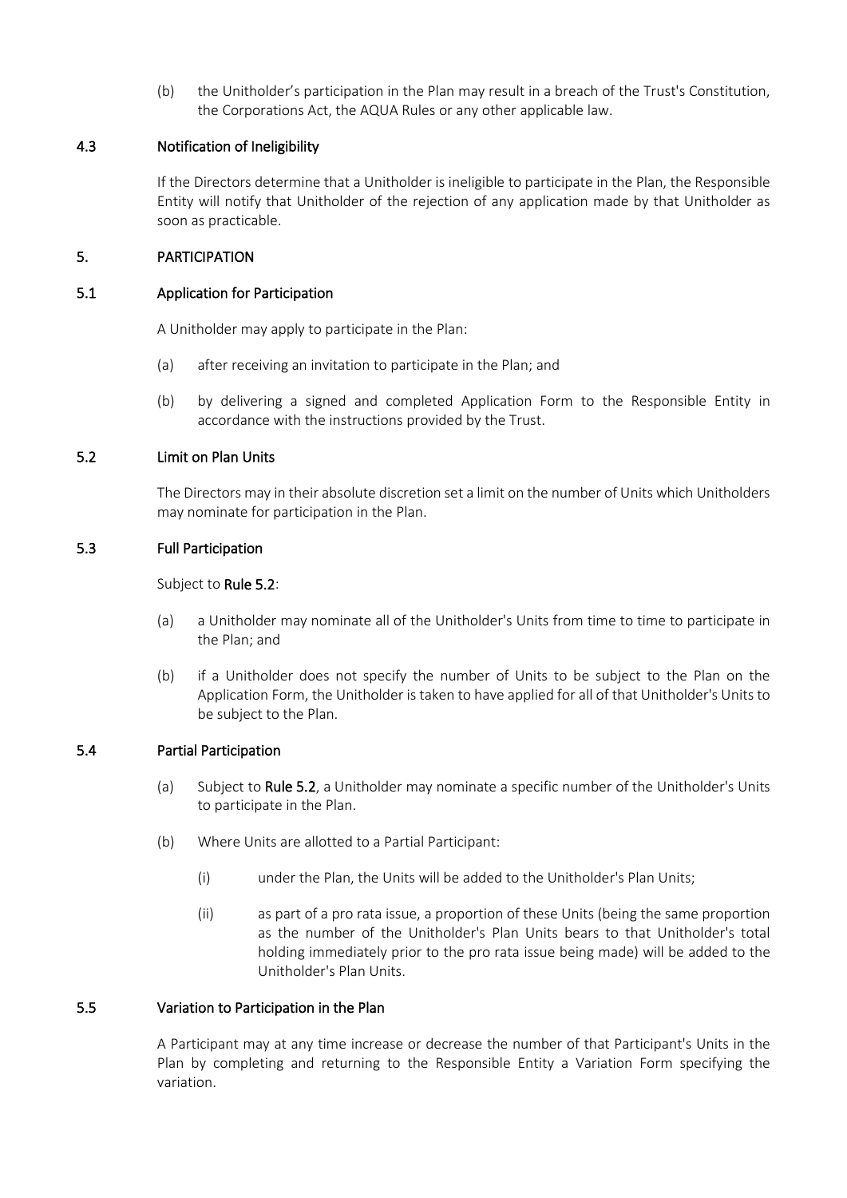(b) the Unitholder's participation in the Plan may result in a breach of the Trust's Constitution, the Corporations Act, the AQUA Rules or any other applicable law.

### 4.3 Notification of Ineligibility

If the Directors determine that a Unitholder is ineligible to participate in the Plan, the Responsible Entity will notify that Unitholder of the rejection of any application made by that Unitholder as soon as practicable.

## 5. PARTICIPATION

### 5.1 Application for Participation

A Unitholder may apply to participate in the Plan:

(a) after receiving an invitation to participate in the Plan; and

(b) by delivering a signed and completed Application Form to the Responsible Entity in accordance with the instructions provided by the Trust.

### 5.2 Limit on Plan Units

The Directors may in their absolute discretion set a limit on the number of Units which Unitholders may nominate for participation in the Plan.

### 5.3 Full Participation

Subject to **Rule 5.2**:

(a) a Unitholder may nominate all of the Unitholder's Units from time to time to participate in the Plan; and

(b) if a Unitholder does not specify the number of Units to be subject to the Plan on the Application Form, the Unitholder is taken to have applied for all of that Unitholder's Units to be subject to the Plan.

### 5.4 Partial Participation

(a) Subject to **Rule 5.2**, a Unitholder may nominate a specific number of the Unitholder's Units to participate in the Plan.

(b) Where Units are allotted to a Partial Participant:

  (i) under the Plan, the Units will be added to the Unitholder's Plan Units;

  (ii) as part of a pro rata issue, a proportion of these Units (being the same proportion as the number of the Unitholder's Plan Units bears to that Unitholder's total holding immediately prior to the pro rata issue being made) will be added to the Unitholder's Plan Units.

### 5.5 Variation to Participation in the Plan

A Participant may at any time increase or decrease the number of that Participant's Units in the Plan by completing and returning to the Responsible Entity a Variation Form specifying the variation.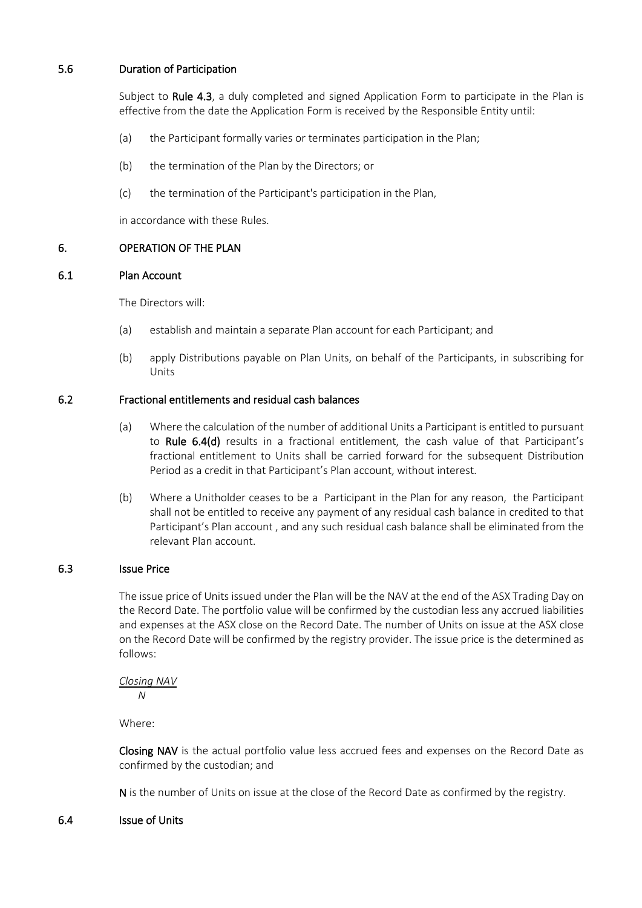### 5.6 Duration of Participation

Subject to **Rule 4.3**, a duly completed and signed Application Form to participate in the Plan is effective from the date the Application Form is received by the Responsible Entity until:

(a) the Participant formally varies or terminates participation in the Plan;

(b) the termination of the Plan by the Directors; or

(c) the termination of the Participant's participation in the Plan,

in accordance with these Rules.

## 6. OPERATION OF THE PLAN

### 6.1 Plan Account

The Directors will:

(a) establish and maintain a separate Plan account for each Participant; and

(b) apply Distributions payable on Plan Units, on behalf of the Participants, in subscribing for Units

### 6.2 Fractional entitlements and residual cash balances

(a) Where the calculation of the number of additional Units a Participant is entitled to pursuant to **Rule 6.4(d)** results in a fractional entitlement, the cash value of that Participant's fractional entitlement to Units shall be carried forward for the subsequent Distribution Period as a credit in that Participant's Plan account, without interest.

(b) Where a Unitholder ceases to be a Participant in the Plan for any reason, the Participant shall not be entitled to receive any payment of any residual cash balance in credited to that Participant's Plan account , and any such residual cash balance shall be eliminated from the relevant Plan account.

### 6.3 Issue Price

The issue price of Units issued under the Plan will be the NAV at the end of the ASX Trading Day on the Record Date. The portfolio value will be confirmed by the custodian less any accrued liabilities and expenses at the ASX close on the Record Date. The number of Units on issue at the ASX close on the Record Date will be confirmed by the registry provider. The issue price is the determined as follows:

$$\frac{\textit{Closing NAV}}{N}$$

Where:

**Closing NAV** is the actual portfolio value less accrued fees and expenses on the Record Date as confirmed by the custodian; and

**N** is the number of Units on issue at the close of the Record Date as confirmed by the registry.

### 6.4 Issue of Units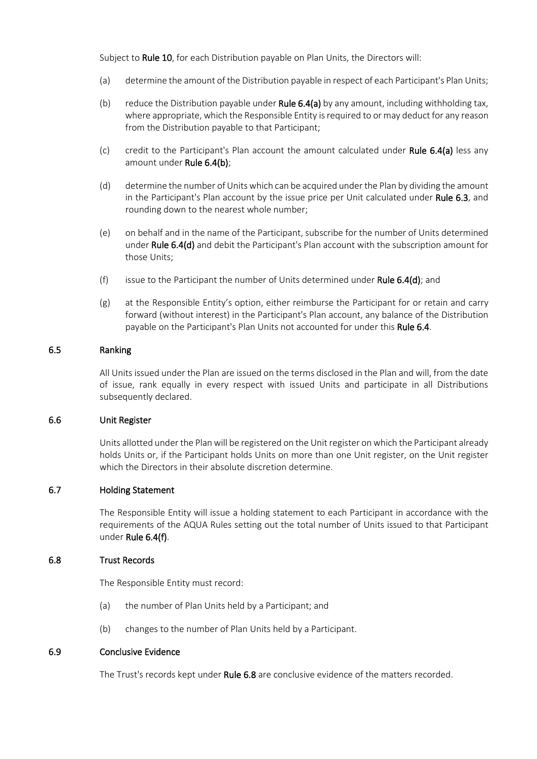Subject to **Rule 10**, for each Distribution payable on Plan Units, the Directors will:

(a) determine the amount of the Distribution payable in respect of each Participant's Plan Units;

(b) reduce the Distribution payable under **Rule 6.4(a)** by any amount, including withholding tax, where appropriate, which the Responsible Entity is required to or may deduct for any reason from the Distribution payable to that Participant;

(c) credit to the Participant's Plan account the amount calculated under **Rule 6.4(a)** less any amount under **Rule 6.4(b)**;

(d) determine the number of Units which can be acquired under the Plan by dividing the amount in the Participant's Plan account by the issue price per Unit calculated under **Rule 6.3**, and rounding down to the nearest whole number;

(e) on behalf and in the name of the Participant, subscribe for the number of Units determined under **Rule 6.4(d)** and debit the Participant's Plan account with the subscription amount for those Units;

(f) issue to the Participant the number of Units determined under **Rule 6.4(d)**; and

(g) at the Responsible Entity's option, either reimburse the Participant for or retain and carry forward (without interest) in the Participant's Plan account, any balance of the Distribution payable on the Participant's Plan Units not accounted for under this **Rule 6.4**.

### 6.5 Ranking

All Units issued under the Plan are issued on the terms disclosed in the Plan and will, from the date of issue, rank equally in every respect with issued Units and participate in all Distributions subsequently declared.

### 6.6 Unit Register

Units allotted under the Plan will be registered on the Unit register on which the Participant already holds Units or, if the Participant holds Units on more than one Unit register, on the Unit register which the Directors in their absolute discretion determine.

### 6.7 Holding Statement

The Responsible Entity will issue a holding statement to each Participant in accordance with the requirements of the AQUA Rules setting out the total number of Units issued to that Participant under **Rule 6.4(f)**.

### 6.8 Trust Records

The Responsible Entity must record:

(a) the number of Plan Units held by a Participant; and

(b) changes to the number of Plan Units held by a Participant.

### 6.9 Conclusive Evidence

The Trust's records kept under **Rule 6.8** are conclusive evidence of the matters recorded.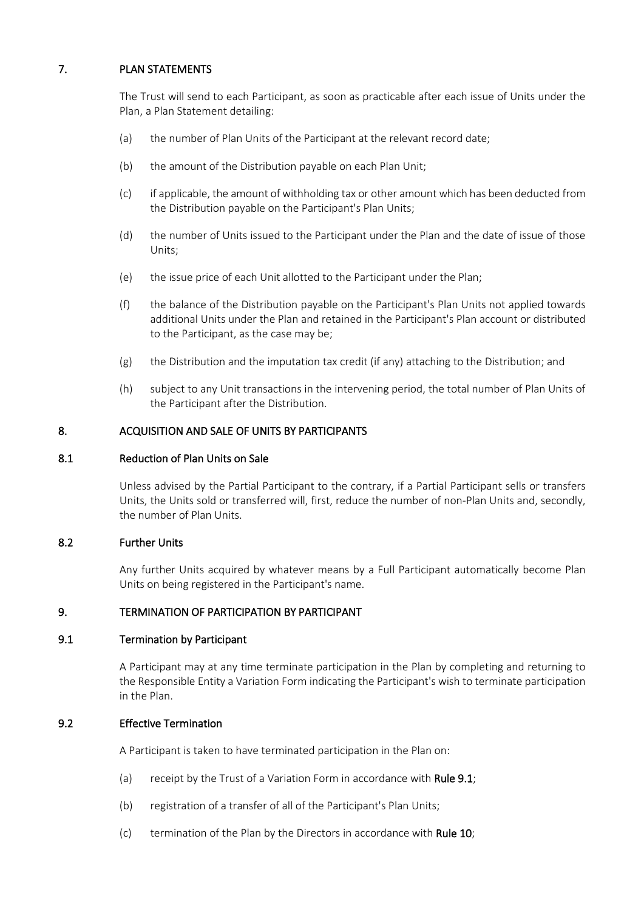## 7. PLAN STATEMENTS

The Trust will send to each Participant, as soon as practicable after each issue of Units under the Plan, a Plan Statement detailing:

(a) the number of Plan Units of the Participant at the relevant record date;

(b) the amount of the Distribution payable on each Plan Unit;

(c) if applicable, the amount of withholding tax or other amount which has been deducted from the Distribution payable on the Participant's Plan Units;

(d) the number of Units issued to the Participant under the Plan and the date of issue of those Units;

(e) the issue price of each Unit allotted to the Participant under the Plan;

(f) the balance of the Distribution payable on the Participant's Plan Units not applied towards additional Units under the Plan and retained in the Participant's Plan account or distributed to the Participant, as the case may be;

(g) the Distribution and the imputation tax credit (if any) attaching to the Distribution; and

(h) subject to any Unit transactions in the intervening period, the total number of Plan Units of the Participant after the Distribution.

## 8. ACQUISITION AND SALE OF UNITS BY PARTICIPANTS

### 8.1 Reduction of Plan Units on Sale

Unless advised by the Partial Participant to the contrary, if a Partial Participant sells or transfers Units, the Units sold or transferred will, first, reduce the number of non-Plan Units and, secondly, the number of Plan Units.

### 8.2 Further Units

Any further Units acquired by whatever means by a Full Participant automatically become Plan Units on being registered in the Participant's name.

## 9. TERMINATION OF PARTICIPATION BY PARTICIPANT

### 9.1 Termination by Participant

A Participant may at any time terminate participation in the Plan by completing and returning to the Responsible Entity a Variation Form indicating the Participant's wish to terminate participation in the Plan.

### 9.2 Effective Termination

A Participant is taken to have terminated participation in the Plan on:

(a) receipt by the Trust of a Variation Form in accordance with **Rule 9.1**;

(b) registration of a transfer of all of the Participant's Plan Units;

(c) termination of the Plan by the Directors in accordance with **Rule 10**;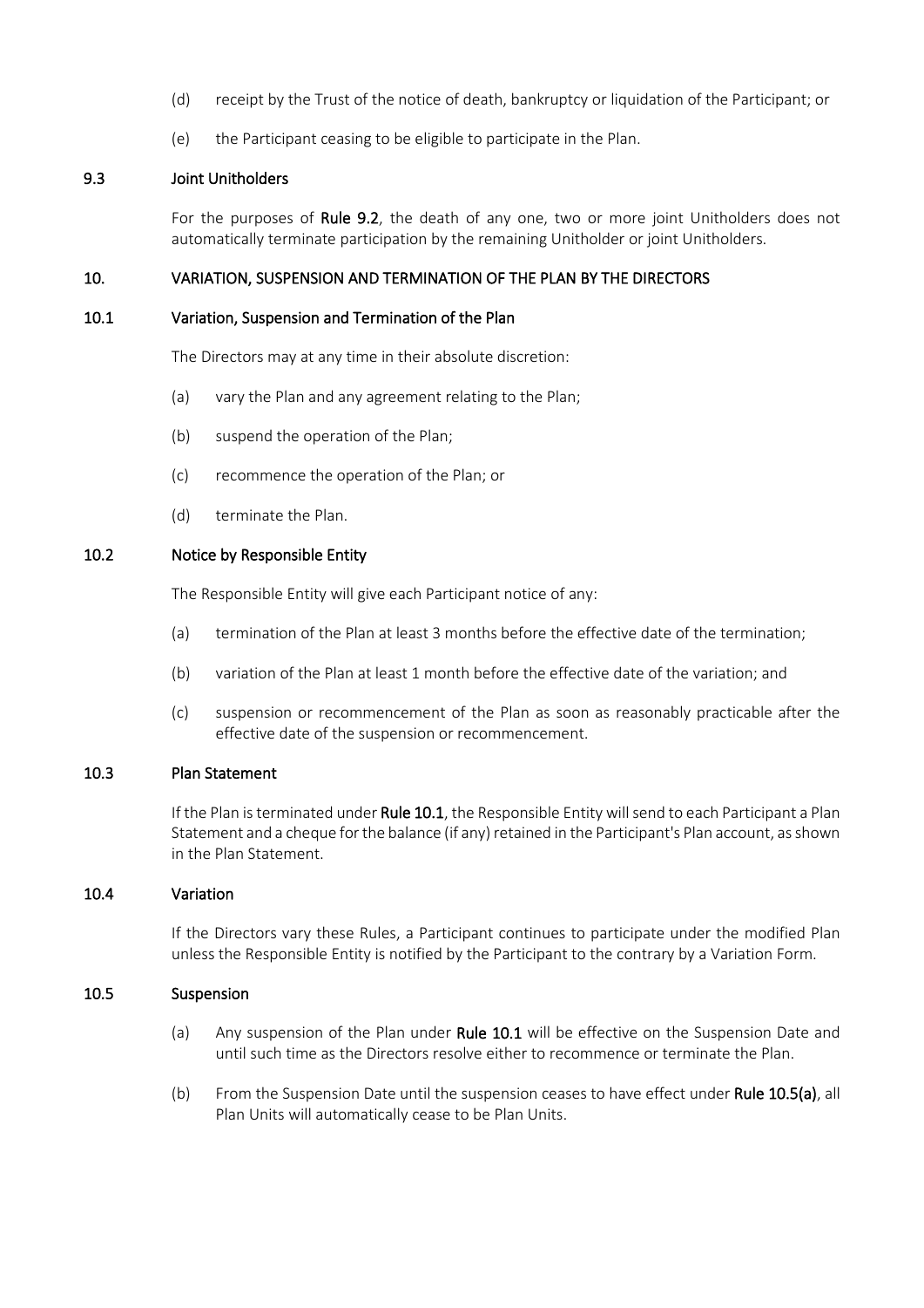(d) receipt by the Trust of the notice of death, bankruptcy or liquidation of the Participant; or

(e) the Participant ceasing to be eligible to participate in the Plan.

### 9.3 Joint Unitholders

For the purposes of **Rule 9.2**, the death of any one, two or more joint Unitholders does not automatically terminate participation by the remaining Unitholder or joint Unitholders.

## 10. VARIATION, SUSPENSION AND TERMINATION OF THE PLAN BY THE DIRECTORS

### 10.1 Variation, Suspension and Termination of the Plan

The Directors may at any time in their absolute discretion:

(a) vary the Plan and any agreement relating to the Plan;

(b) suspend the operation of the Plan;

(c) recommence the operation of the Plan; or

(d) terminate the Plan.

### 10.2 Notice by Responsible Entity

The Responsible Entity will give each Participant notice of any:

(a) termination of the Plan at least 3 months before the effective date of the termination;

(b) variation of the Plan at least 1 month before the effective date of the variation; and

(c) suspension or recommencement of the Plan as soon as reasonably practicable after the effective date of the suspension or recommencement.

### 10.3 Plan Statement

If the Plan is terminated under **Rule 10.1**, the Responsible Entity will send to each Participant a Plan Statement and a cheque for the balance (if any) retained in the Participant's Plan account, as shown in the Plan Statement.

### 10.4 Variation

If the Directors vary these Rules, a Participant continues to participate under the modified Plan unless the Responsible Entity is notified by the Participant to the contrary by a Variation Form.

### 10.5 Suspension

(a) Any suspension of the Plan under **Rule 10.1** will be effective on the Suspension Date and until such time as the Directors resolve either to recommence or terminate the Plan.

(b) From the Suspension Date until the suspension ceases to have effect under **Rule 10.5(a)**, all Plan Units will automatically cease to be Plan Units.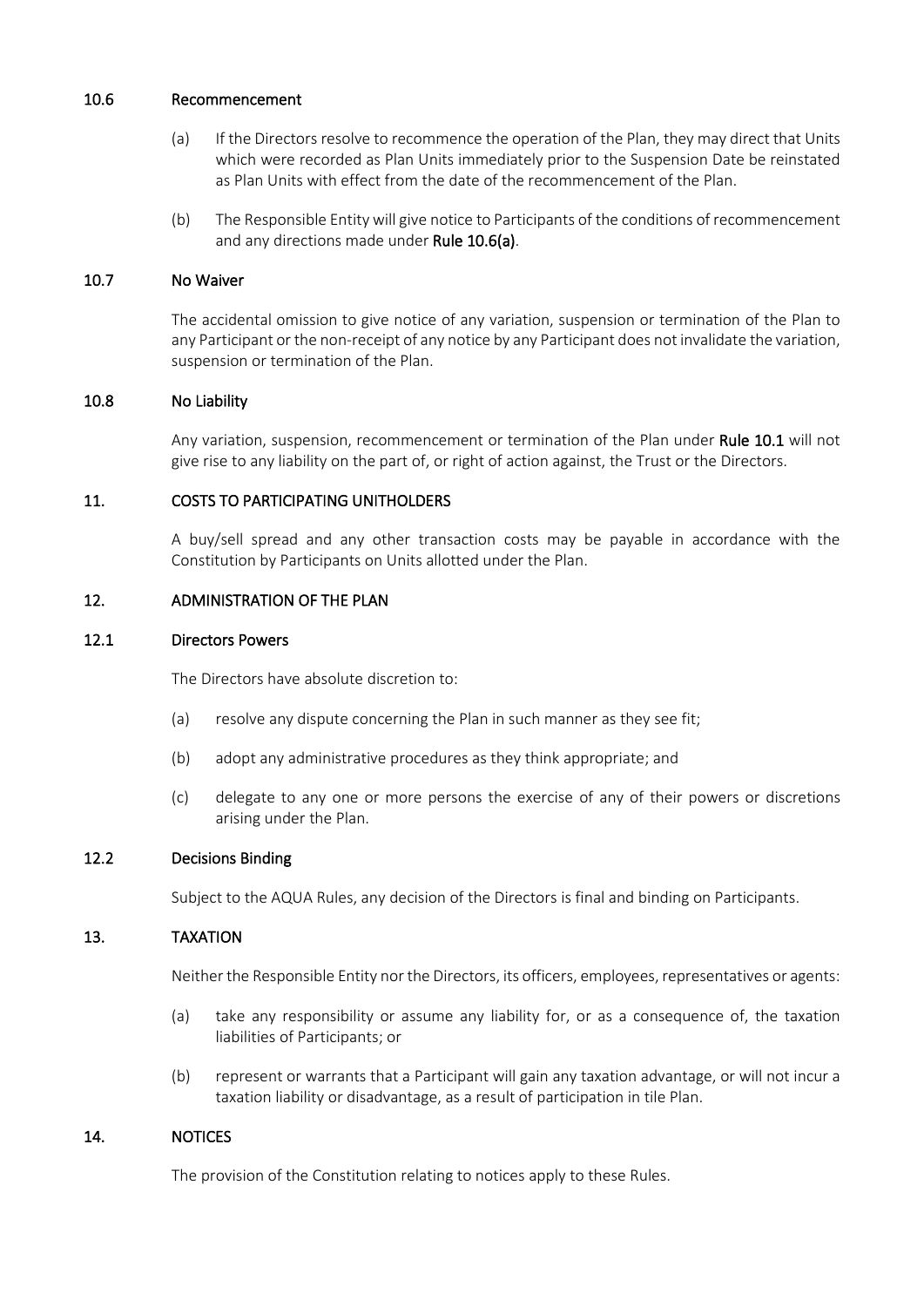### 10.6 Recommencement

(a) If the Directors resolve to recommence the operation of the Plan, they may direct that Units which were recorded as Plan Units immediately prior to the Suspension Date be reinstated as Plan Units with effect from the date of the recommencement of the Plan.

(b) The Responsible Entity will give notice to Participants of the conditions of recommencement and any directions made under **Rule 10.6(a)**.

### 10.7 No Waiver

The accidental omission to give notice of any variation, suspension or termination of the Plan to any Participant or the non-receipt of any notice by any Participant does not invalidate the variation, suspension or termination of the Plan.

### 10.8 No Liability

Any variation, suspension, recommencement or termination of the Plan under **Rule 10.1** will not give rise to any liability on the part of, or right of action against, the Trust or the Directors.

## 11. COSTS TO PARTICIPATING UNITHOLDERS

A buy/sell spread and any other transaction costs may be payable in accordance with the Constitution by Participants on Units allotted under the Plan.

## 12. ADMINISTRATION OF THE PLAN

### 12.1 Directors Powers

The Directors have absolute discretion to:

(a) resolve any dispute concerning the Plan in such manner as they see fit;

(b) adopt any administrative procedures as they think appropriate; and

(c) delegate to any one or more persons the exercise of any of their powers or discretions arising under the Plan.

### 12.2 Decisions Binding

Subject to the AQUA Rules, any decision of the Directors is final and binding on Participants.

## 13. TAXATION

Neither the Responsible Entity nor the Directors, its officers, employees, representatives or agents:

(a) take any responsibility or assume any liability for, or as a consequence of, the taxation liabilities of Participants; or

(b) represent or warrants that a Participant will gain any taxation advantage, or will not incur a taxation liability or disadvantage, as a result of participation in tile Plan.

## 14. NOTICES

The provision of the Constitution relating to notices apply to these Rules.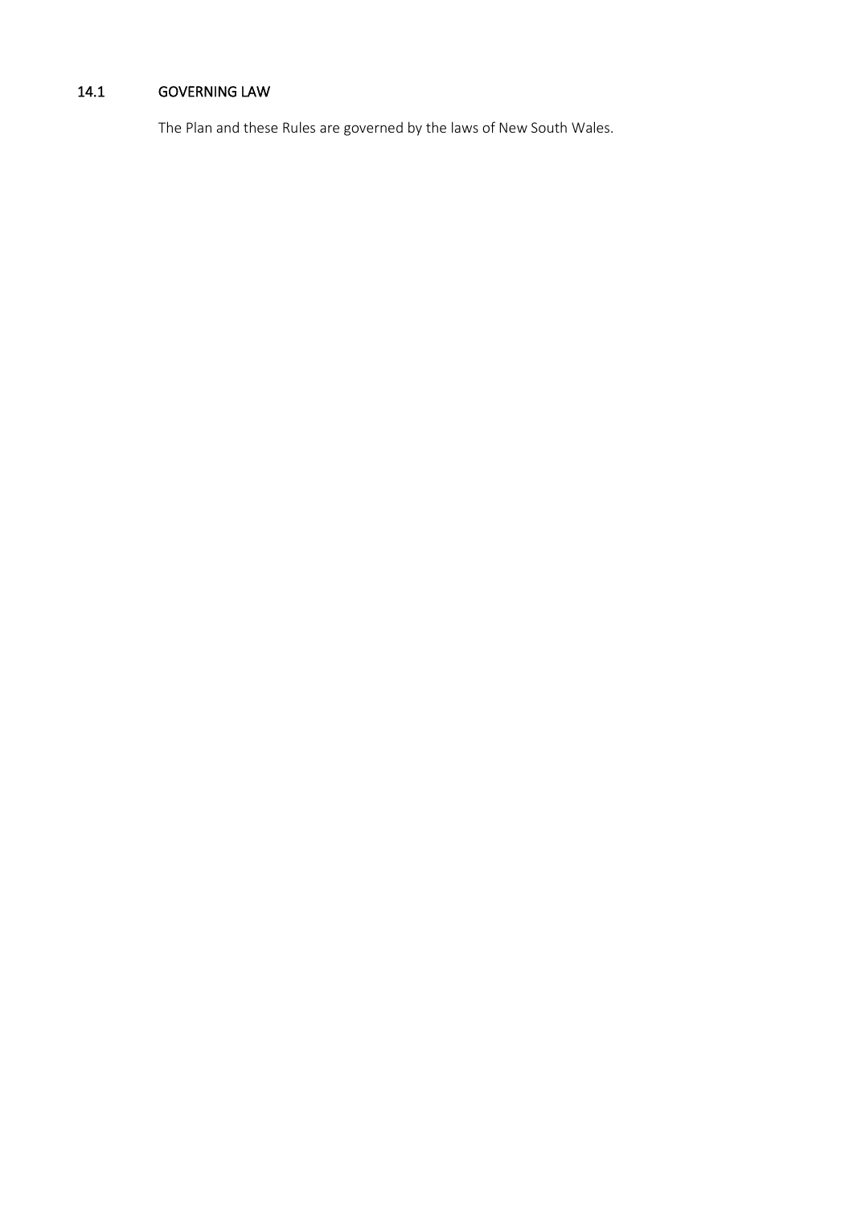### 14.1 GOVERNING LAW

The Plan and these Rules are governed by the laws of New South Wales.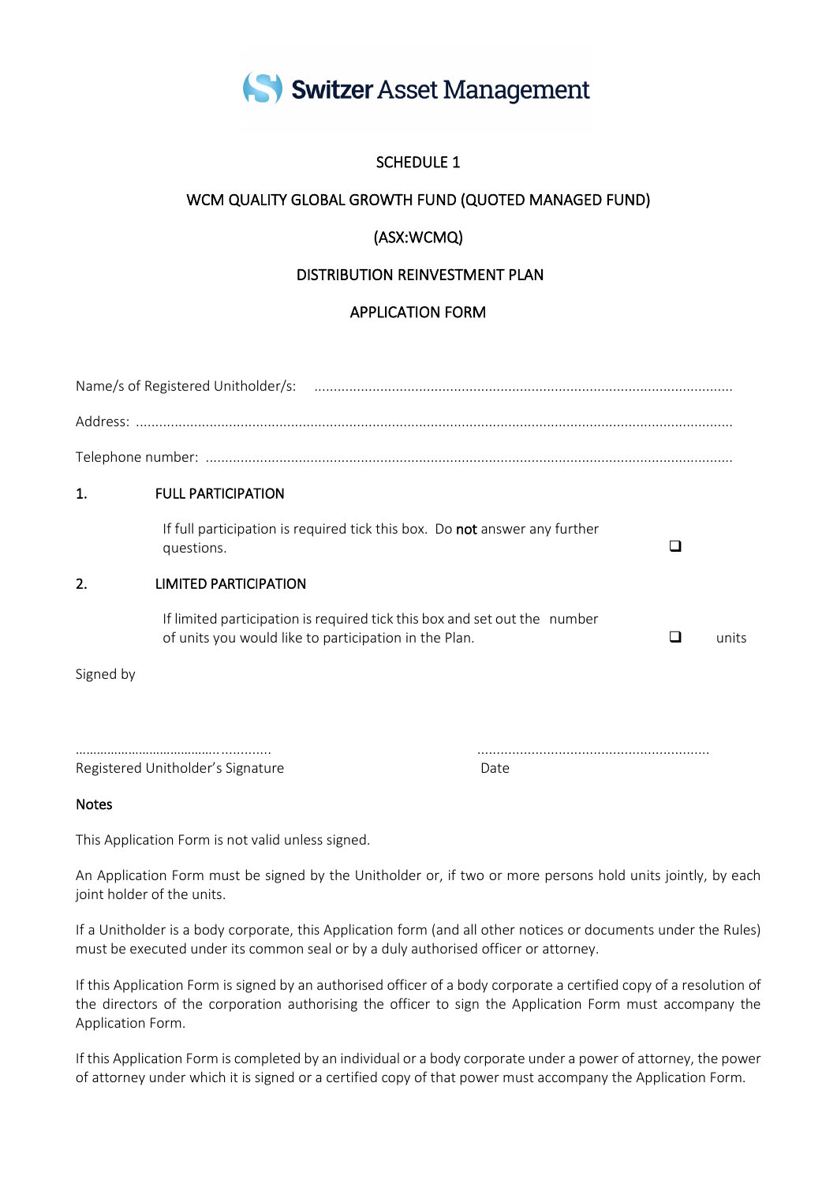Switzer Asset Management

# SCHEDULE 1

## WCM QUALITY GLOBAL GROWTH FUND (QUOTED MANAGED FUND)

## (ASX:WCMQ)

## DISTRIBUTION REINVESTMENT PLAN

## APPLICATION FORM

Name/s of Registered Unitholder/s: ..........................................................................................................

Address: ..........................................................................................................................................................

Telephone number: .........................................................................................................................................

**1. FULL PARTICIPATION**

If full participation is required tick this box. Do **not** answer any further questions. ❑

**2. LIMITED PARTICIPATION**

If limited participation is required tick this box and set out the number of units you would like to participation in the Plan. ❑ units

Signed by

..................................................... ...........................................................

Registered Unitholder's Signature Date

**Notes**

This Application Form is not valid unless signed.

An Application Form must be signed by the Unitholder or, if two or more persons hold units jointly, by each joint holder of the units.

If a Unitholder is a body corporate, this Application form (and all other notices or documents under the Rules) must be executed under its common seal or by a duly authorised officer or attorney.

If this Application Form is signed by an authorised officer of a body corporate a certified copy of a resolution of the directors of the corporation authorising the officer to sign the Application Form must accompany the Application Form.

If this Application Form is completed by an individual or a body corporate under a power of attorney, the power of attorney under which it is signed or a certified copy of that power must accompany the Application Form.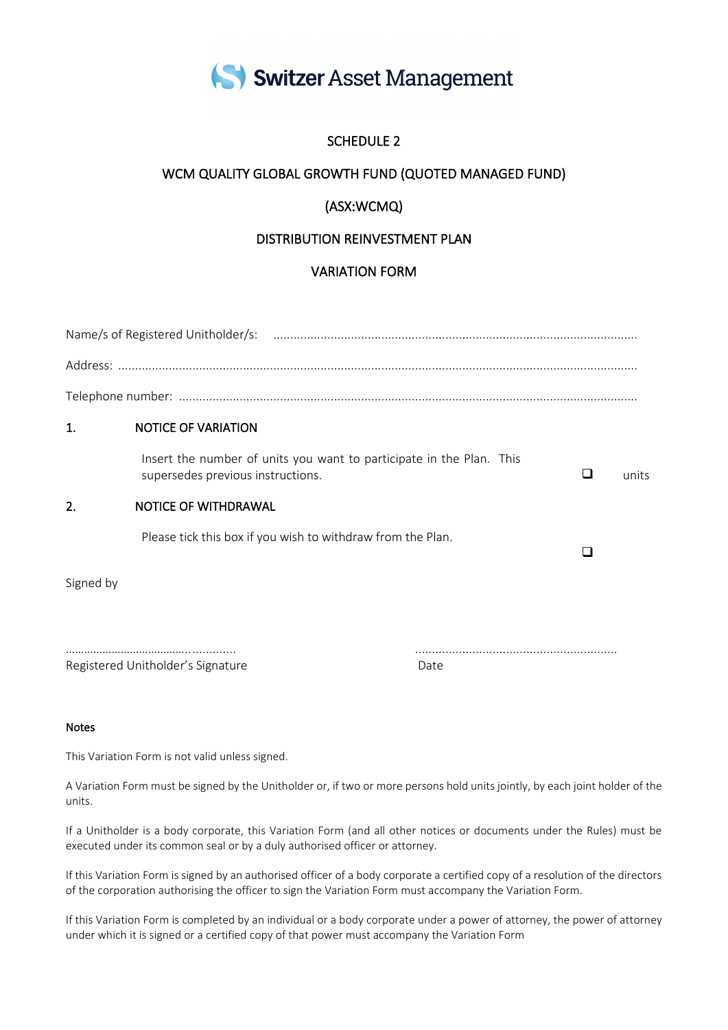Switzer Asset Management

# SCHEDULE 2

## WCM QUALITY GLOBAL GROWTH FUND (QUOTED MANAGED FUND)

## (ASX:WCMQ)

## DISTRIBUTION REINVESTMENT PLAN

## VARIATION FORM

Name/s of Registered Unitholder/s: ..........................................................................................................

Address: ........................................................................................................................................

Telephone number: .........................................................................................................................

**1. NOTICE OF VARIATION**

Insert the number of units you want to participate in the Plan. This supersedes previous instructions. ❑ units

**2. NOTICE OF WITHDRAWAL**

Please tick this box if you wish to withdrawal from the Plan. ❑

Signed by

.....................................................
Registered Unitholder's Signature

............................................................
Date

**Notes**

This Variation Form is not valid unless signed.

A Variation Form must be signed by the Unitholder or, if two or more persons hold units jointly, by each joint holder of the units.

If a Unitholder is a body corporate, this Variation Form (and all other notices or documents under the Rules) must be executed under its common seal or by a duly authorised officer or attorney.

If this Variation Form is signed by an authorised officer of a body corporate a certified copy of a resolution of the directors of the corporation authorising the officer to sign the Variation Form must accompany the Variation Form.

If this Variation Form is completed by an individual or a body corporate under a power of attorney, the power of attorney under which it is signed or a certified copy of that power must accompany the Variation Form